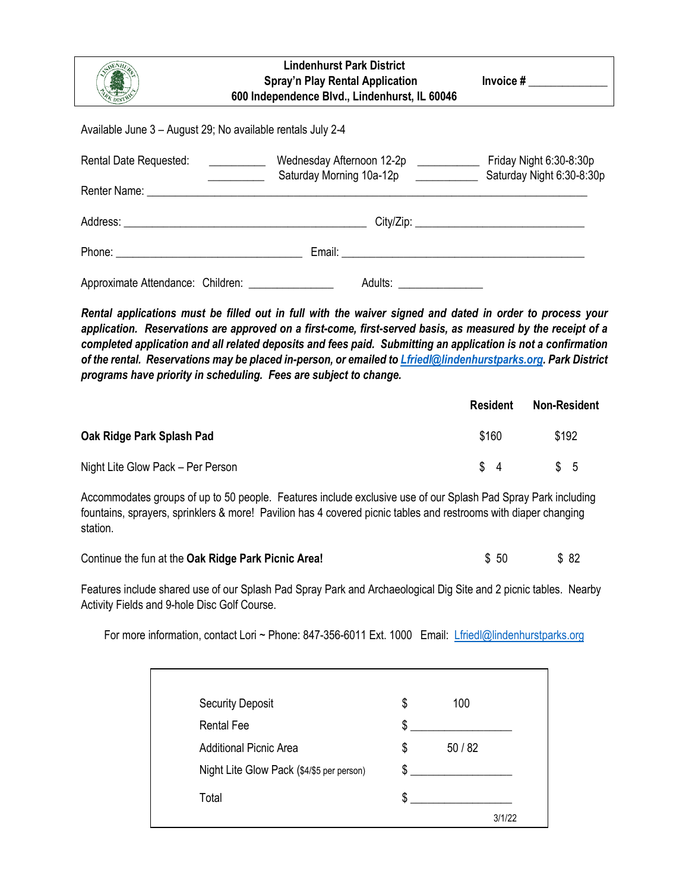# Lindenhurst Park District
## Spray'n Play Rental Application
**600 Independence Blvd., Lindenhurst, IL 60046**

**Invoice #** ______________

Available June 3 – August 29; No available rentals July 2-4

Rental Date Requested: __________ Wednesday Afternoon 12-2p ___________ Friday Night 6:30-8:30p
__________ Saturday Morning 10a-12p ___________ Saturday Night 6:30-8:30p

Renter Name: ______________________________________________________________________________

Address: ___________________________________________ City/Zip: ______________________________

Phone: _________________________________ Email: ___________________________________________

Approximate Attendance: Children: _______________ Adults: _______________

***Rental applications must be filled out in full with the waiver signed and dated in order to process your application. Reservations are approved on a first-come, first-served basis, as measured by the receipt of a completed application and all related deposits and fees paid. Submitting an application is not a confirmation of the rental. Reservations may be placed in-person, or emailed to Lfriedl@lindenhurstparks.org. Park District programs have priority in scheduling. Fees are subject to change.***

| | Resident | Non-Resident |
|---|---|---|
| **Oak Ridge Park Splash Pad** | $160 | $192 |
| Night Lite Glow Pack – Per Person | $ 4 | $ 5 |

Accommodates groups of up to 50 people. Features include exclusive use of our Splash Pad Spray Park including fountains, sprayers, sprinklers & more! Pavilion has 4 covered picnic tables and restrooms with diaper changing station.

| | | |
|---|---|---|
| Continue the fun at the **Oak Ridge Park Picnic Area!** | $ 50 | $ 82 |

Features include shared use of our Splash Pad Spray Park and Archaeological Dig Site and 2 picnic tables. Nearby Activity Fields and 9-hole Disc Golf Course.

For more information, contact Lori ~ Phone: 847-356-6011 Ext. 1000 Email: Lfriedl@lindenhurstparks.org

| | |
|---|---|
| Security Deposit | $ 100 |
| Rental Fee | $ _________________ |
| Additional Picnic Area | $ 50 / 82 |
| Night Lite Glow Pack ($4/$5 per person) | $ _________________ |
| Total | $ _________________ |

3/1/22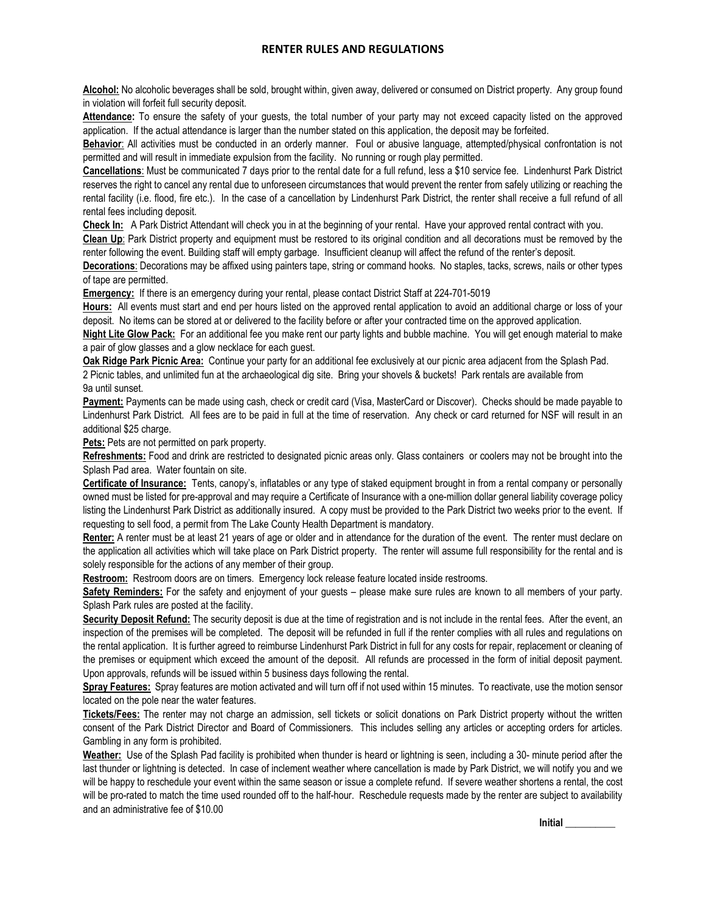## RENTER RULES AND REGULATIONS

**Alcohol:** No alcoholic beverages shall be sold, brought within, given away, delivered or consumed on District property. Any group found in violation will forfeit full security deposit.

**Attendance:** To ensure the safety of your guests, the total number of your party may not exceed capacity listed on the approved application. If the actual attendance is larger than the number stated on this application, the deposit may be forfeited.

**Behavior**: All activities must be conducted in an orderly manner. Foul or abusive language, attempted/physical confrontation is not permitted and will result in immediate expulsion from the facility. No running or rough play permitted.

**Cancellations**: Must be communicated 7 days prior to the rental date for a full refund, less a $10 service fee. Lindenhurst Park District reserves the right to cancel any rental due to unforeseen circumstances that would prevent the renter from safely utilizing or reaching the rental facility (i.e. flood, fire etc.). In the case of a cancellation by Lindenhurst Park District, the renter shall receive a full refund of all rental fees including deposit.

**Check In:** A Park District Attendant will check you in at the beginning of your rental. Have your approved rental contract with you.

**Clean Up**: Park District property and equipment must be restored to its original condition and all decorations must be removed by the renter following the event. Building staff will empty garbage. Insufficient cleanup will affect the refund of the renter's deposit.

**Decorations**: Decorations may be affixed using painters tape, string or command hooks. No staples, tacks, screws, nails or other types of tape are permitted.

**Emergency:** If there is an emergency during your rental, please contact District Staff at 224-701-5019

**Hours:** All events must start and end per hours listed on the approved rental application to avoid an additional charge or loss of your deposit. No items can be stored at or delivered to the facility before or after your contracted time on the approved application.

**Night Lite Glow Pack:** For an additional fee you make rent our party lights and bubble machine. You will get enough material to make a pair of glow glasses and a glow necklace for each guest.

**Oak Ridge Park Picnic Area:** Continue your party for an additional fee exclusively at our picnic area adjacent from the Splash Pad. 2 Picnic tables, and unlimited fun at the archaeological dig site. Bring your shovels & buckets! Park rentals are available from 9a until sunset.

**Payment:** Payments can be made using cash, check or credit card (Visa, MasterCard or Discover). Checks should be made payable to Lindenhurst Park District. All fees are to be paid in full at the time of reservation. Any check or card returned for NSF will result in an additional $25 charge.

**Pets:** Pets are not permitted on park property.

**Refreshments:** Food and drink are restricted to designated picnic areas only. Glass containers or coolers may not be brought into the Splash Pad area. Water fountain on site.

**Certificate of Insurance:** Tents, canopy's, inflatables or any type of staked equipment brought in from a rental company or personally owned must be listed for pre-approval and may require a Certificate of Insurance with a one-million dollar general liability coverage policy listing the Lindenhurst Park District as additionally insured. A copy must be provided to the Park District two weeks prior to the event. If requesting to sell food, a permit from The Lake County Health Department is mandatory.

**Renter:** A renter must be at least 21 years of age or older and in attendance for the duration of the event. The renter must declare on the application all activities which will take place on Park District property. The renter will assume full responsibility for the rental and is solely responsible for the actions of any member of their group.

**Restroom:** Restroom doors are on timers. Emergency lock release feature located inside restrooms.

**Safety Reminders:** For the safety and enjoyment of your guests – please make sure rules are known to all members of your party. Splash Park rules are posted at the facility.

**Security Deposit Refund:** The security deposit is due at the time of registration and is not include in the rental fees. After the event, an inspection of the premises will be completed. The deposit will be refunded in full if the renter complies with all rules and regulations on the rental application. It is further agreed to reimburse Lindenhurst Park District in full for any costs for repair, replacement or cleaning of the premises or equipment which exceed the amount of the deposit. All refunds are processed in the form of initial deposit payment. Upon approvals, refunds will be issued within 5 business days following the rental.

**Spray Features:** Spray features are motion activated and will turn off if not used within 15 minutes. To reactivate, use the motion sensor located on the pole near the water features.

**Tickets/Fees:** The renter may not charge an admission, sell tickets or solicit donations on Park District property without the written consent of the Park District Director and Board of Commissioners. This includes selling any articles or accepting orders for articles. Gambling in any form is prohibited.

**Weather:** Use of the Splash Pad facility is prohibited when thunder is heard or lightning is seen, including a 30- minute period after the last thunder or lightning is detected. In case of inclement weather where cancellation is made by Park District, we will notify you and we will be happy to reschedule your event within the same season or issue a complete refund. If severe weather shortens a rental, the cost will be pro-rated to match the time used rounded off to the half-hour. Reschedule requests made by the renter are subject to availability and an administrative fee of $10.00

**Initial** __________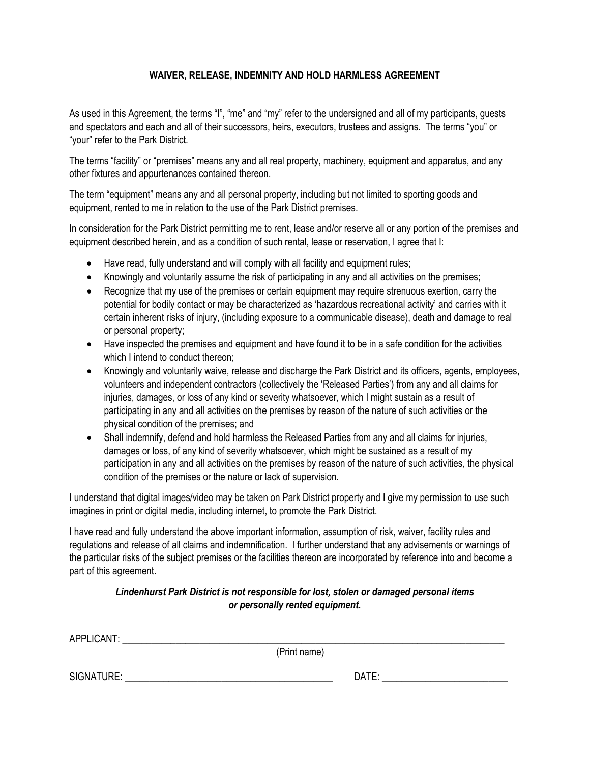## WAIVER, RELEASE, INDEMNITY AND HOLD HARMLESS AGREEMENT

As used in this Agreement, the terms “I”, “me” and “my” refer to the undersigned and all of my participants, guests and spectators and each and all of their successors, heirs, executors, trustees and assigns. The terms “you” or “your” refer to the Park District.

The terms “facility” or “premises” means any and all real property, machinery, equipment and apparatus, and any other fixtures and appurtenances contained thereon.

The term “equipment” means any and all personal property, including but not limited to sporting goods and equipment, rented to me in relation to the use of the Park District premises.

In consideration for the Park District permitting me to rent, lease and/or reserve all or any portion of the premises and equipment described herein, and as a condition of such rental, lease or reservation, I agree that I:

- Have read, fully understand and will comply with all facility and equipment rules;
- Knowingly and voluntarily assume the risk of participating in any and all activities on the premises;
- Recognize that my use of the premises or certain equipment may require strenuous exertion, carry the potential for bodily contact or may be characterized as ‘hazardous recreational activity’ and carries with it certain inherent risks of injury, (including exposure to a communicable disease), death and damage to real or personal property;
- Have inspected the premises and equipment and have found it to be in a safe condition for the activities which I intend to conduct thereon;
- Knowingly and voluntarily waive, release and discharge the Park District and its officers, agents, employees, volunteers and independent contractors (collectively the ‘Released Parties’) from any and all claims for injuries, damages, or loss of any kind or severity whatsoever, which I might sustain as a result of participating in any and all activities on the premises by reason of the nature of such activities or the physical condition of the premises; and
- Shall indemnify, defend and hold harmless the Released Parties from any and all claims for injuries, damages or loss, of any kind of severity whatsoever, which might be sustained as a result of my participation in any and all activities on the premises by reason of the nature of such activities, the physical condition of the premises or the nature or lack of supervision.

I understand that digital images/video may be taken on Park District property and I give my permission to use such imagines in print or digital media, including internet, to promote the Park District.

I have read and fully understand the above important information, assumption of risk, waiver, facility rules and regulations and release of all claims and indemnification. I further understand that any advisements or warnings of the particular risks of the subject premises or the facilities thereon are incorporated by reference into and become a part of this agreement.

***Lindenhurst Park District is not responsible for lost, stolen or damaged personal items or personally rented equipment.***

APPLICANT: ______________________________________________________________________________
(Print name)

SIGNATURE: ________________________________________ DATE: ________________________